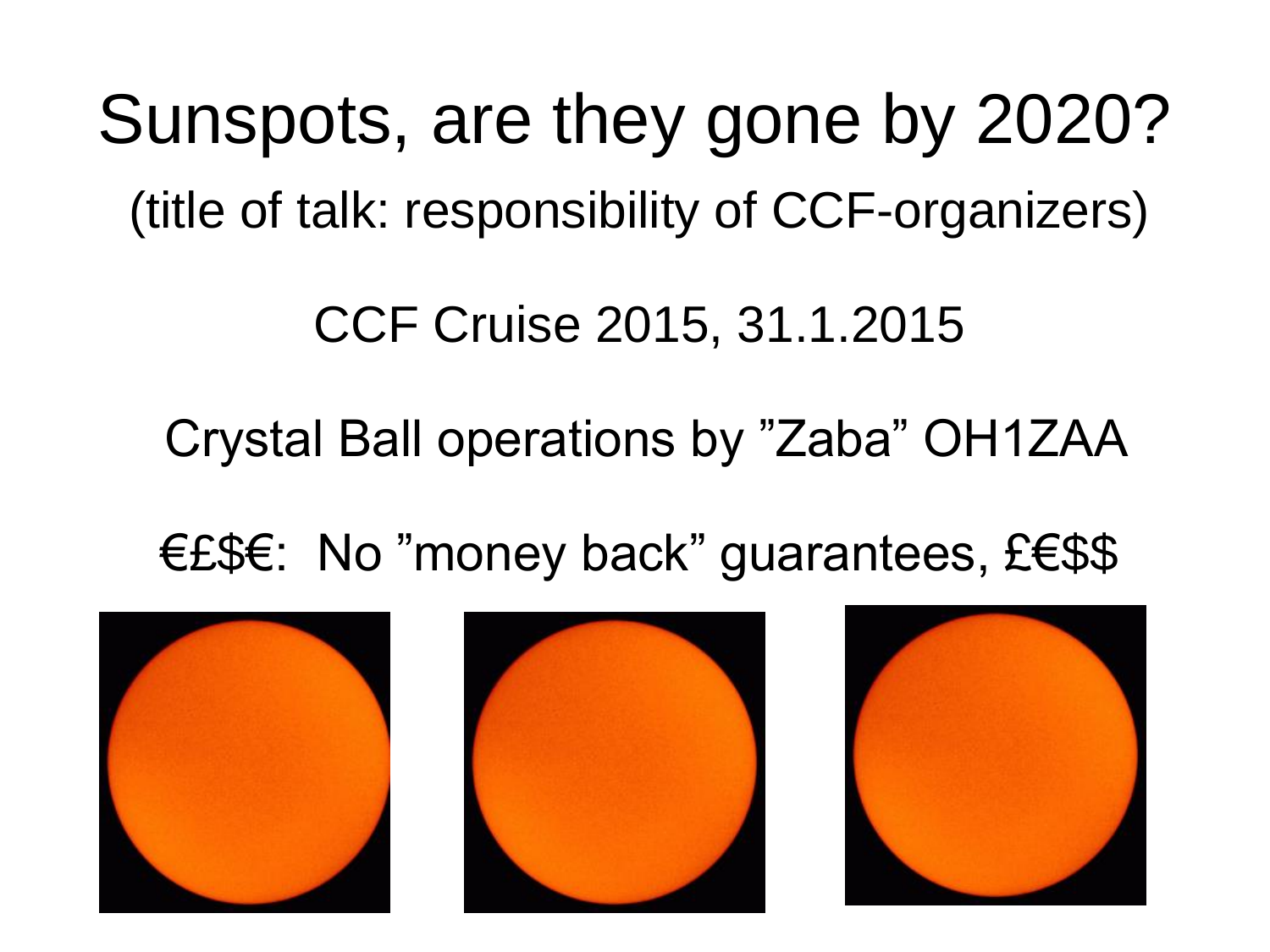# Sunspots, are they gone by 2020?

(title of talk: responsibility of CCF-organizers)

CCF Cruise 2015, 31.1.2015

Crystal Ball operations by ”Zaba” OH1ZAA

€£$€: No ”money back” guarantees, £€$$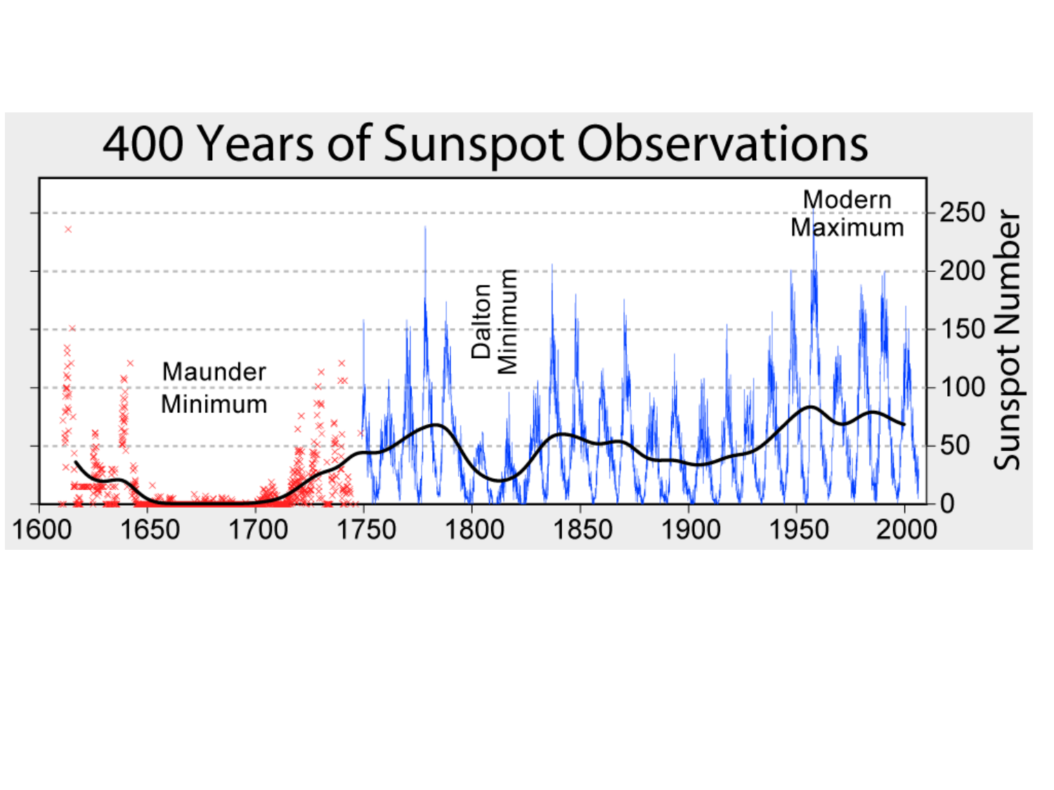# 400 Years of Sunspot Observations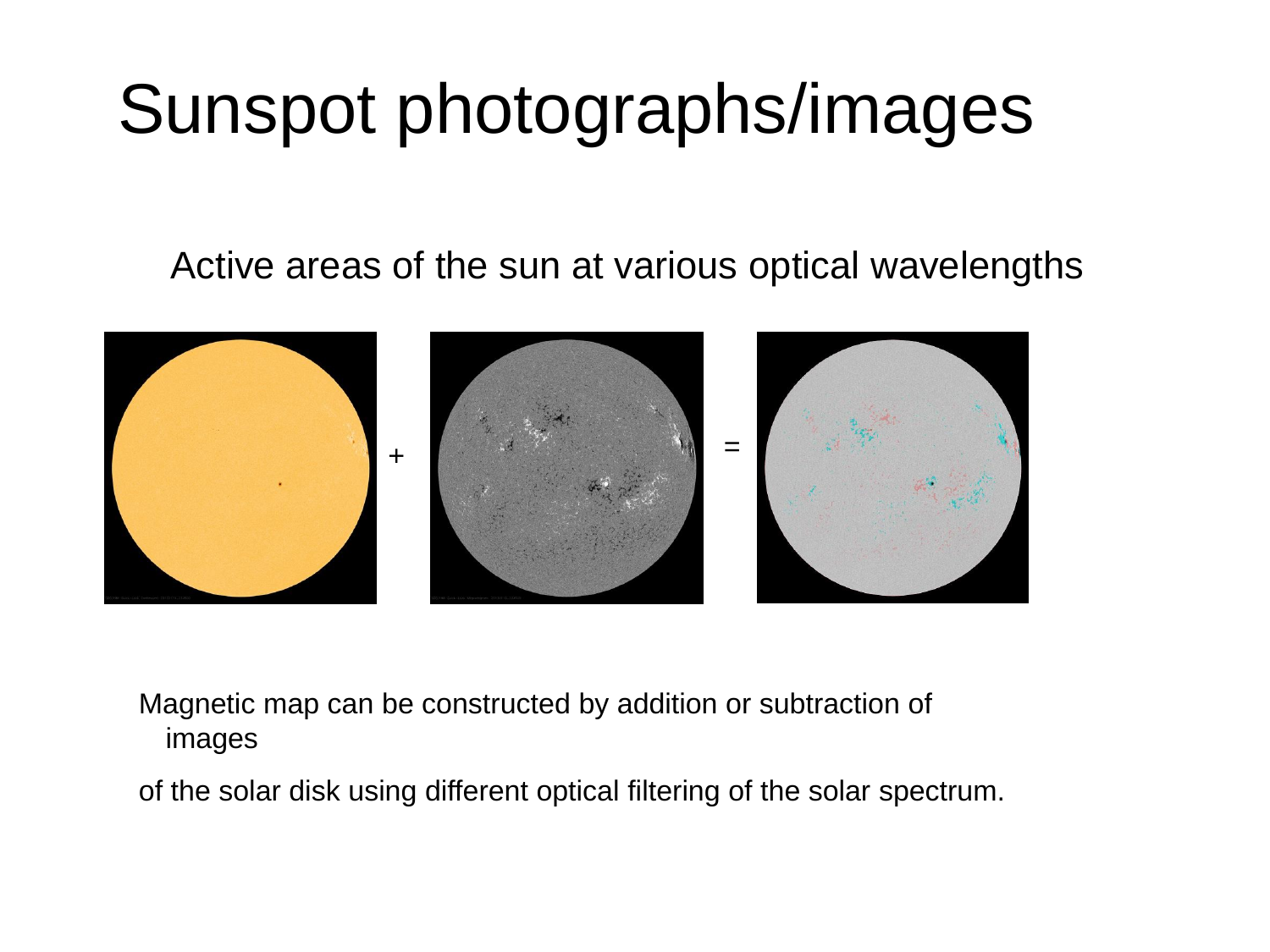# Sunspot photographs/images

Active areas of the sun at various optical wavelengths

+ =

Magnetic map can be constructed by addition or subtraction of images

of the solar disk using different optical filtering of the solar spectrum.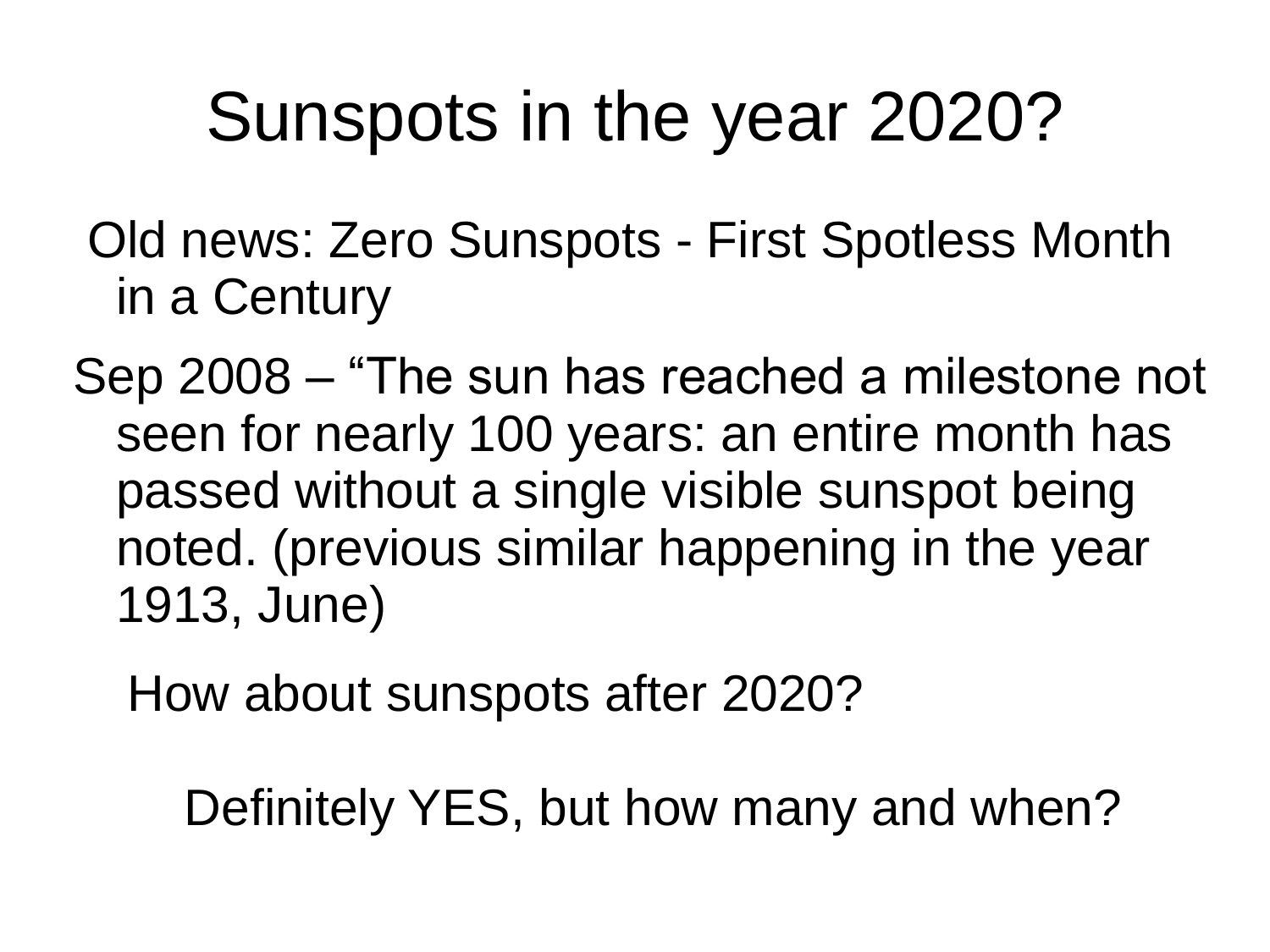# Sunspots in the year 2020?

Old news: Zero Sunspots - First Spotless Month in a Century

Sep 2008 – “The sun has reached a milestone not seen for nearly 100 years: an entire month has passed without a single visible sunspot being noted. (previous similar happening in the year 1913, June)

How about sunspots after 2020?

Definitely YES, but how many and when?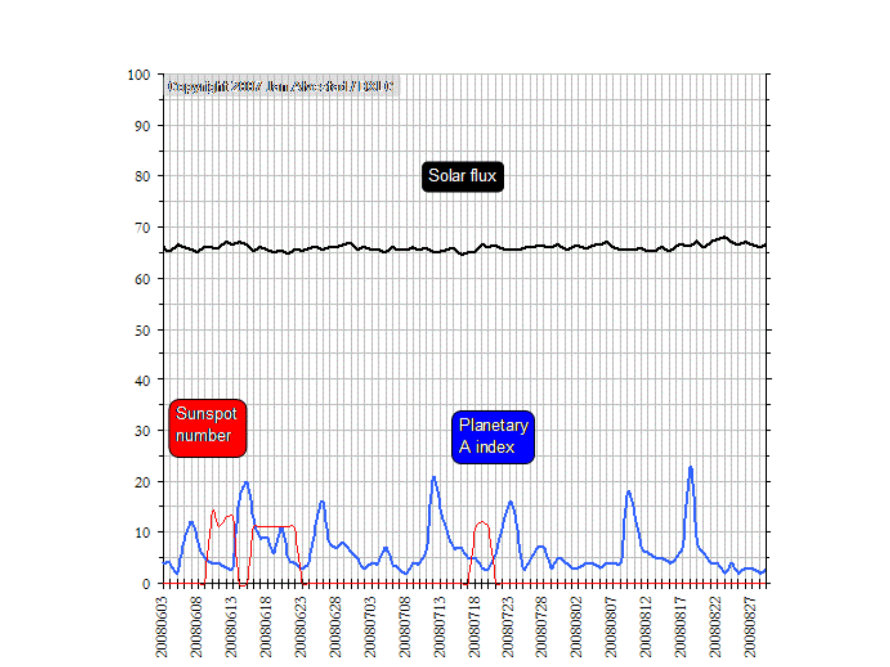Solar flux

Sunspot number

Planetary A index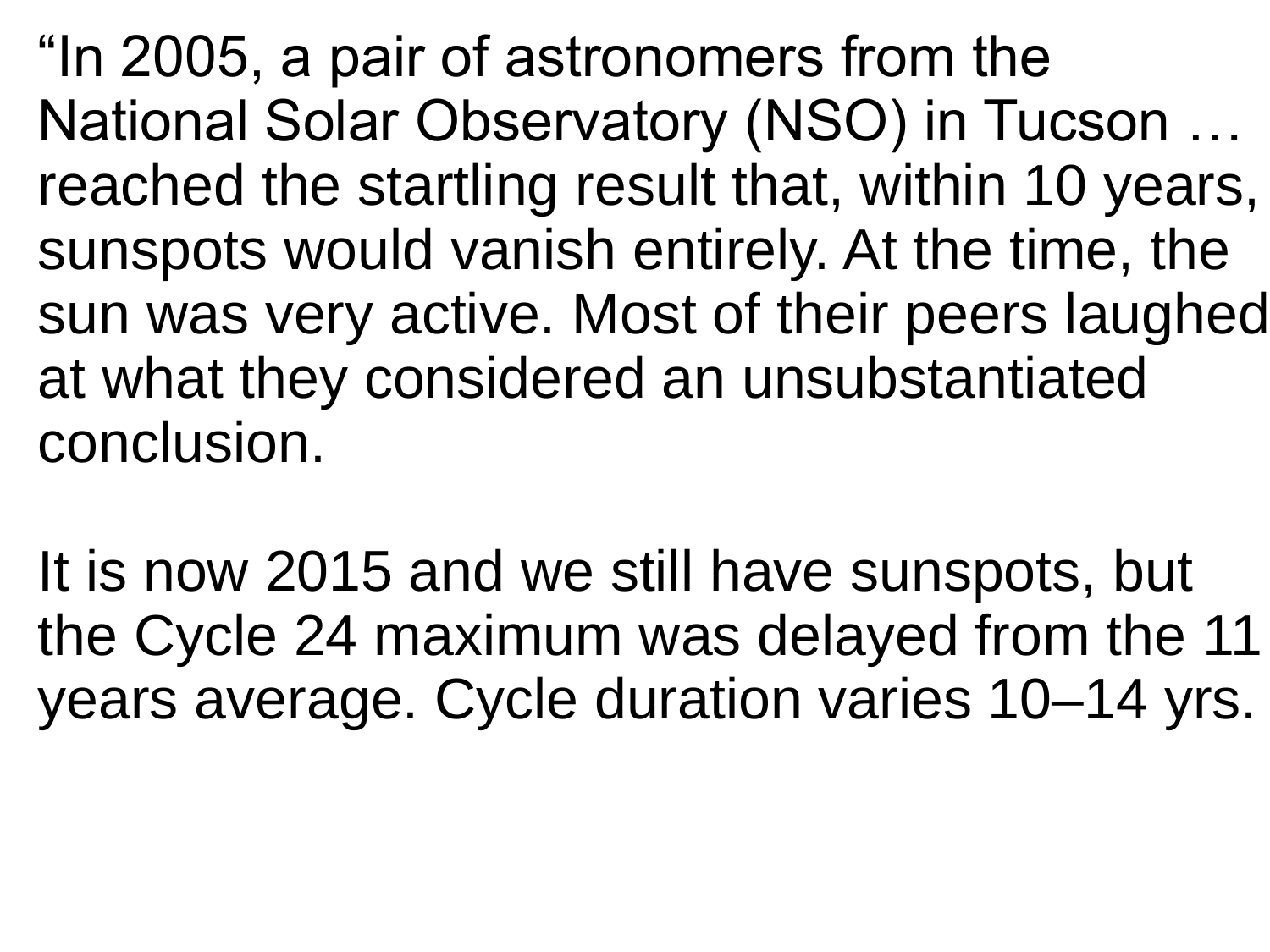“In 2005, a pair of astronomers from the National Solar Observatory (NSO) in Tucson … reached the startling result that, within 10 years, sunspots would vanish entirely. At the time, the sun was very active. Most of their peers laughed at what they considered an unsubstantiated conclusion.

It is now 2015 and we still have sunspots, but the Cycle 24 maximum was delayed from the 11 years average. Cycle duration varies 10–14 yrs.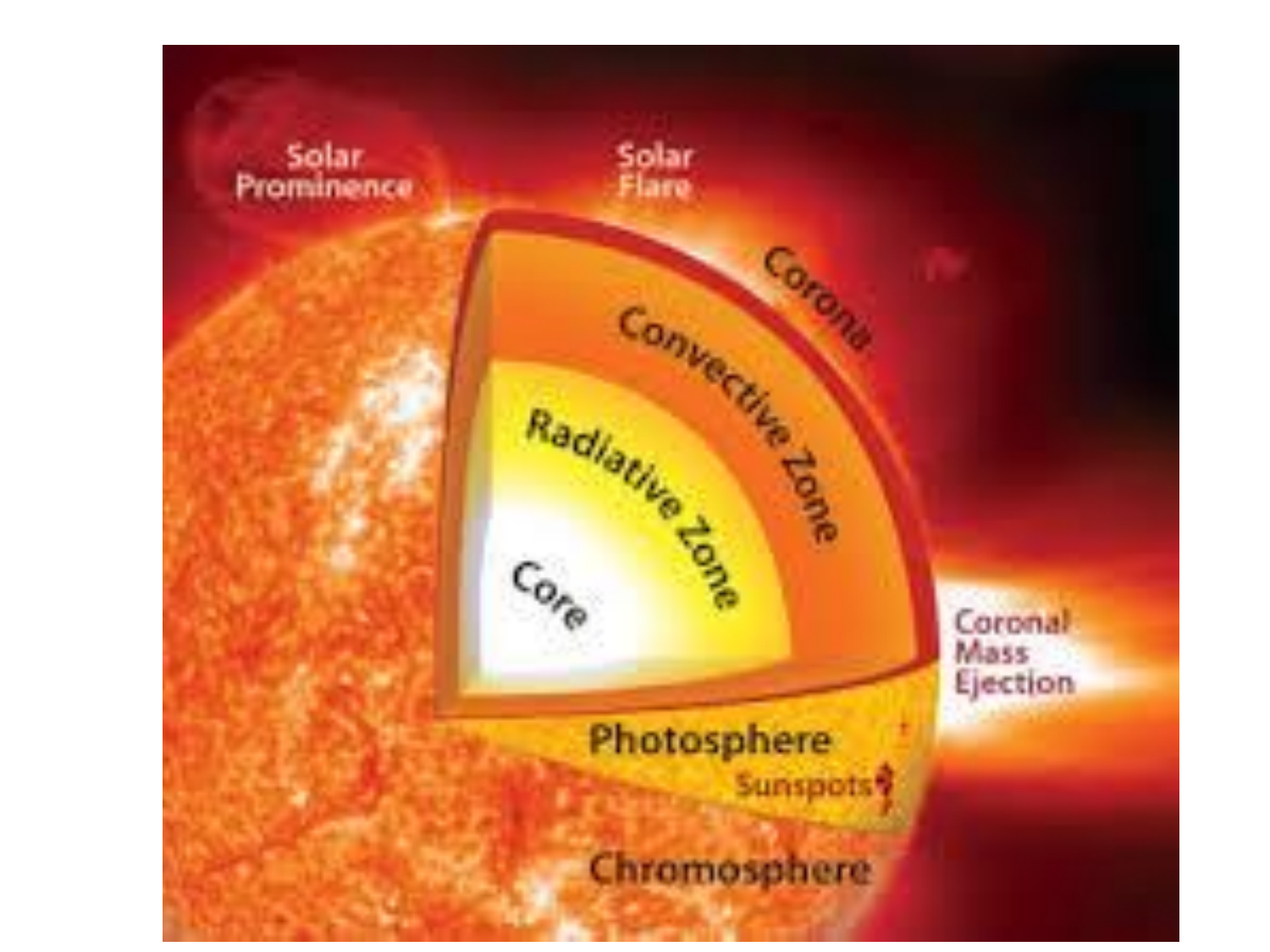Solar Prominence

Solar Flare

Corona

Convective Zone

Radiative Zone

Core

Coronal Mass Ejection

Photosphere

Sunspots

Chromosphere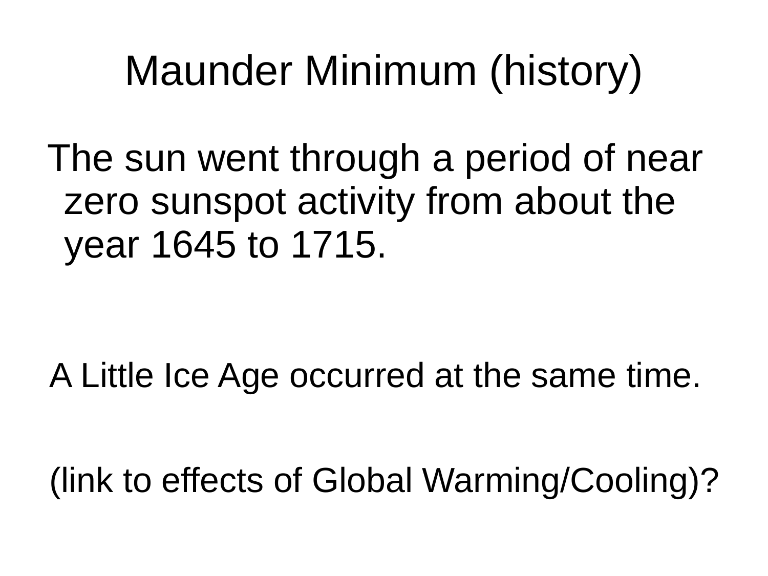# Maunder Minimum (history)

The sun went through a period of near zero sunspot activity from about the year 1645 to 1715.

A Little Ice Age occurred at the same time.

(link to effects of Global Warming/Cooling)?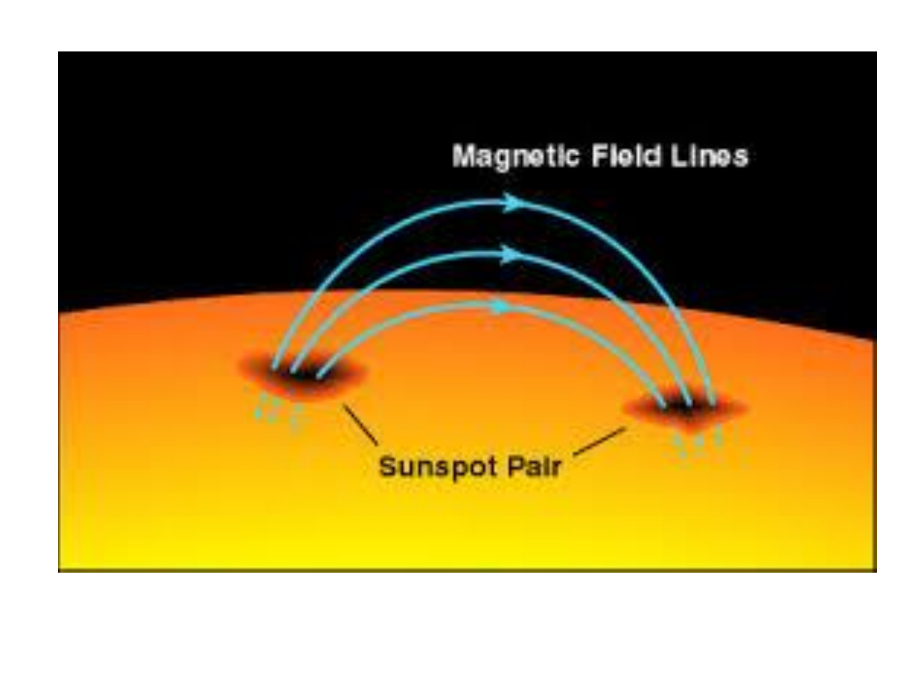Magnetic Field Lines

Sunspot Pair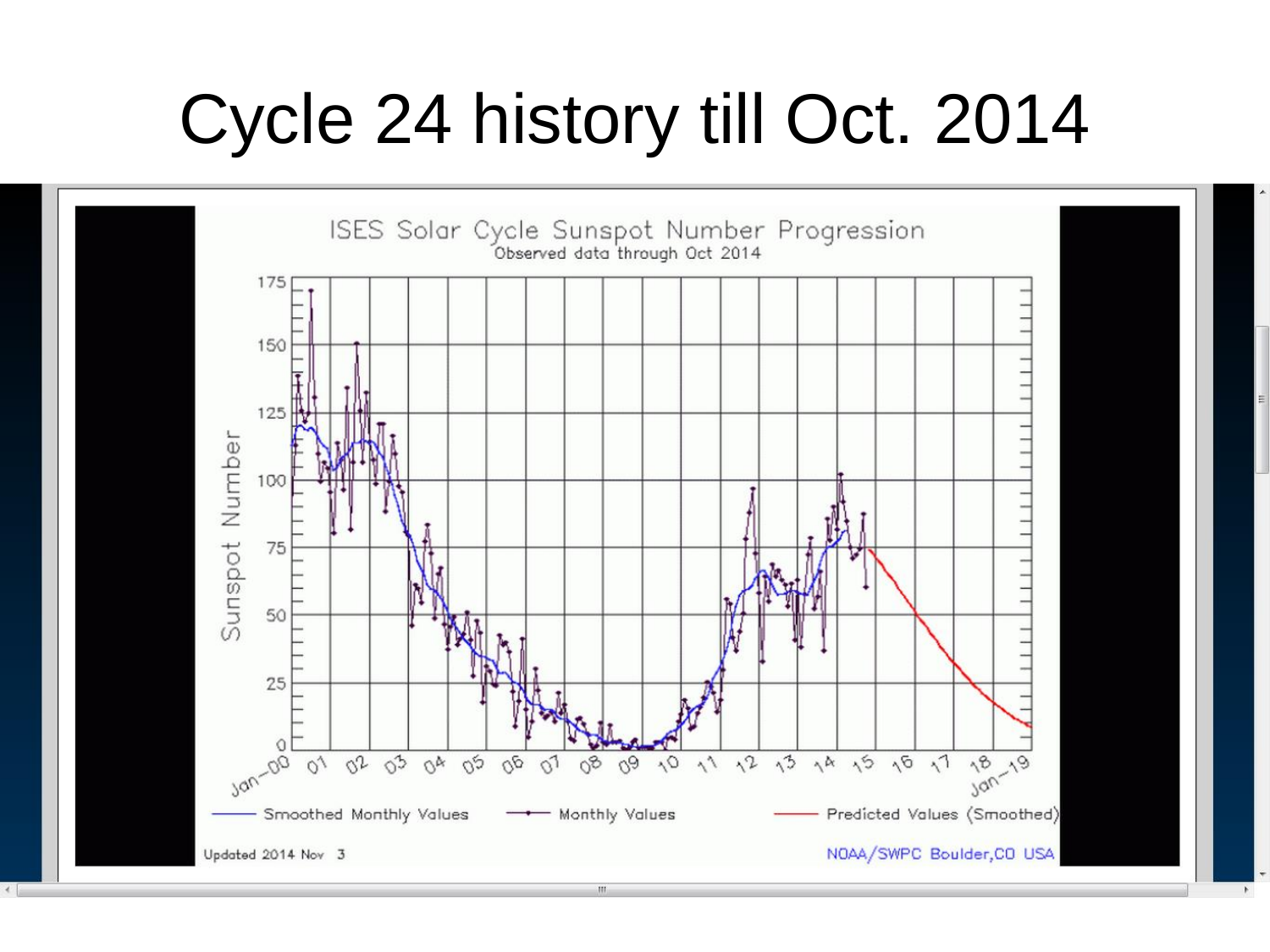# Cycle 24 history till Oct. 2014

ISES Solar Cycle Sunspot Number Progression
Observed data through Oct 2014

Sunspot Number

Jan–00, 01, 02, 03, 04, 05, 06, 07, 08, 09, 10, 11, 12, 13, 14, 15, 16, 17, 18, Jan–19

Smoothed Monthly Values — Monthly Values — Predicted Values (Smoothed)

Updated 2014 Nov 3

NOAA/SWPC Boulder,CO USA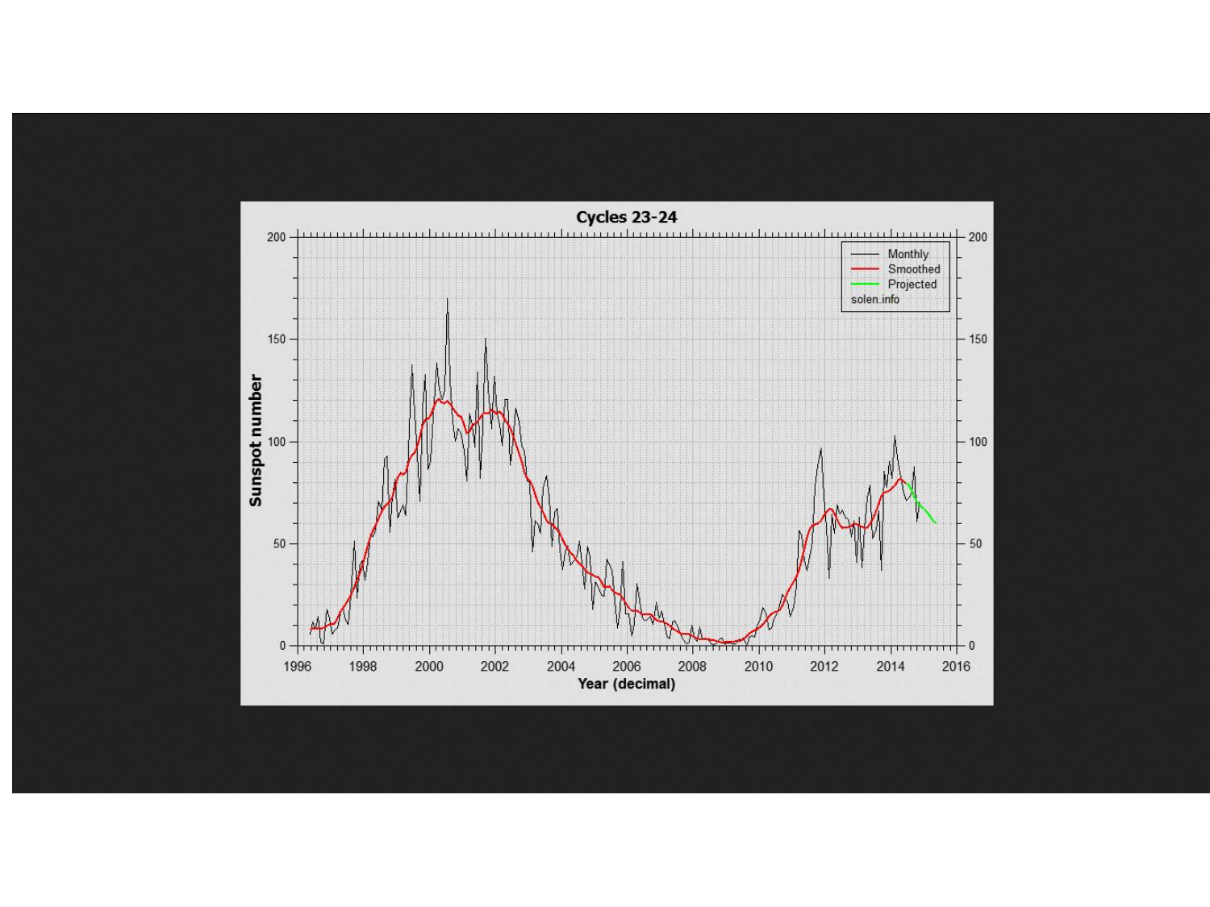## Cycles 23-24

Sunspot number

Year (decimal)

- Monthly
- Smoothed
- Projected

solen.info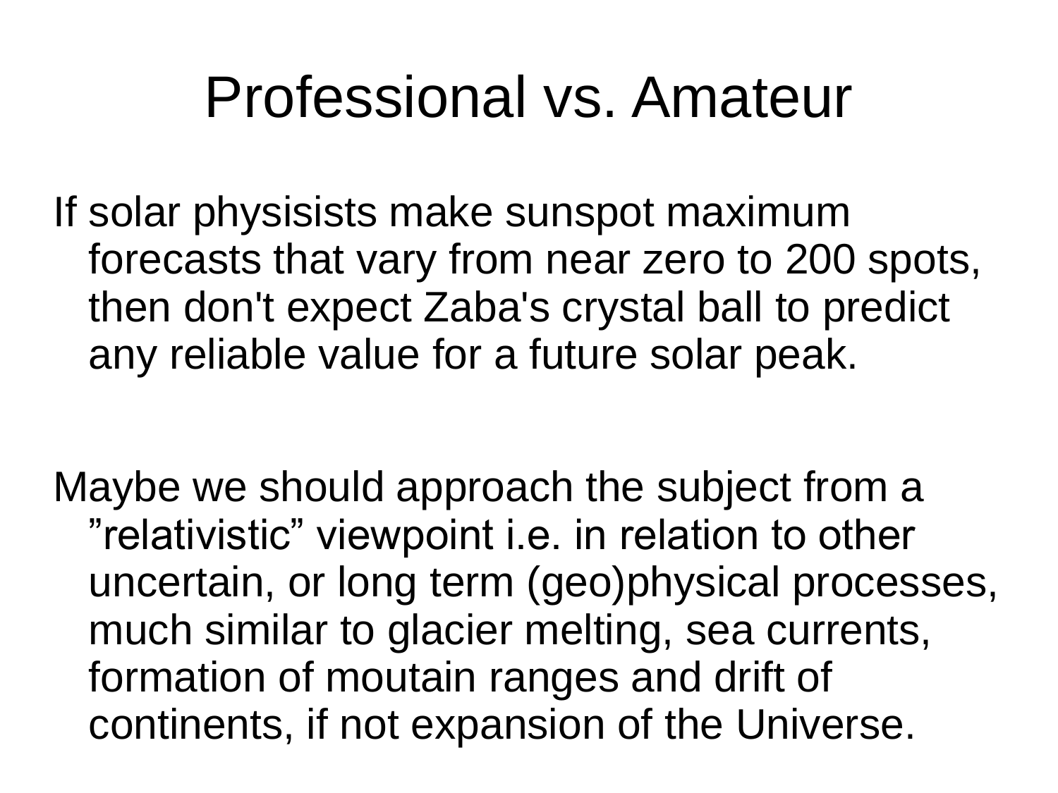# Professional vs. Amateur

If solar physisists make sunspot maximum forecasts that vary from near zero to 200 spots, then don't expect Zaba's crystal ball to predict any reliable value for a future solar peak.

Maybe we should approach the subject from a ”relativistic” viewpoint i.e. in relation to other uncertain, or long term (geo)physical processes, much similar to glacier melting, sea currents, formation of moutain ranges and drift of continents, if not expansion of the Universe.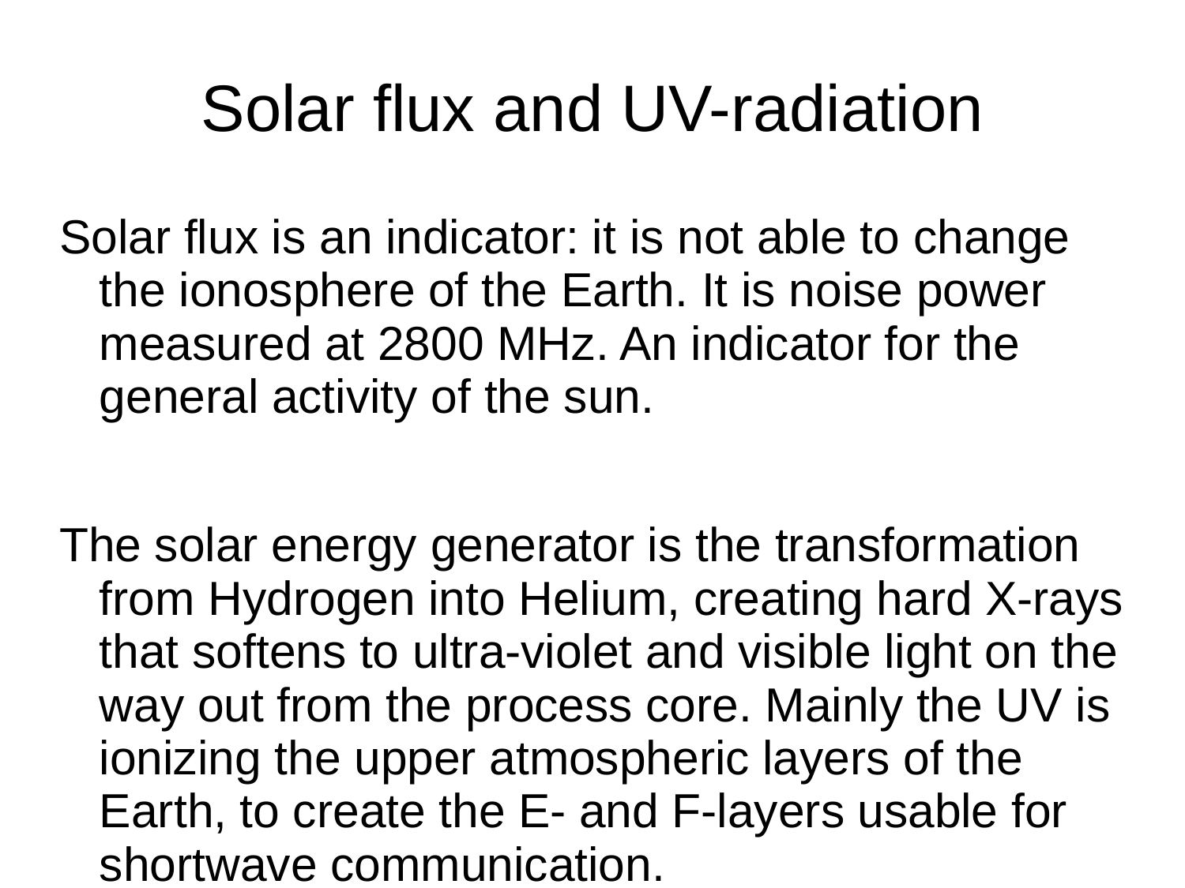# Solar flux and UV-radiation

Solar flux is an indicator: it is not able to change the ionosphere of the Earth. It is noise power measured at 2800 MHz. An indicator for the general activity of the sun.

The solar energy generator is the transformation from Hydrogen into Helium, creating hard X-rays that softens to ultra-violet and visible light on the way out from the process core. Mainly the UV is ionizing the upper atmospheric layers of the Earth, to create the E- and F-layers usable for shortwave communication.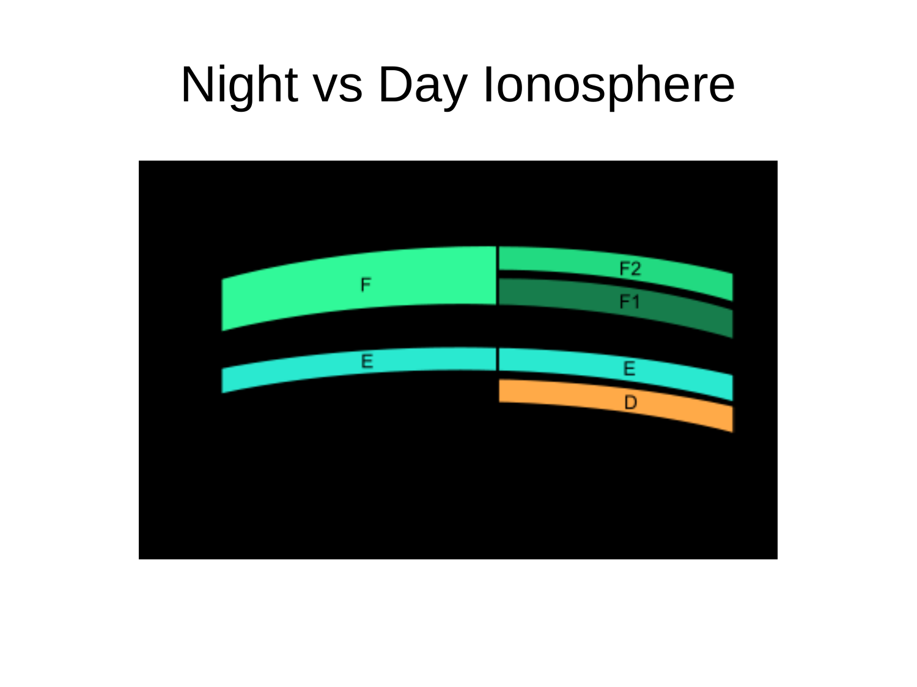# Night vs Day Ionosphere

F

E

F2

F1

E

D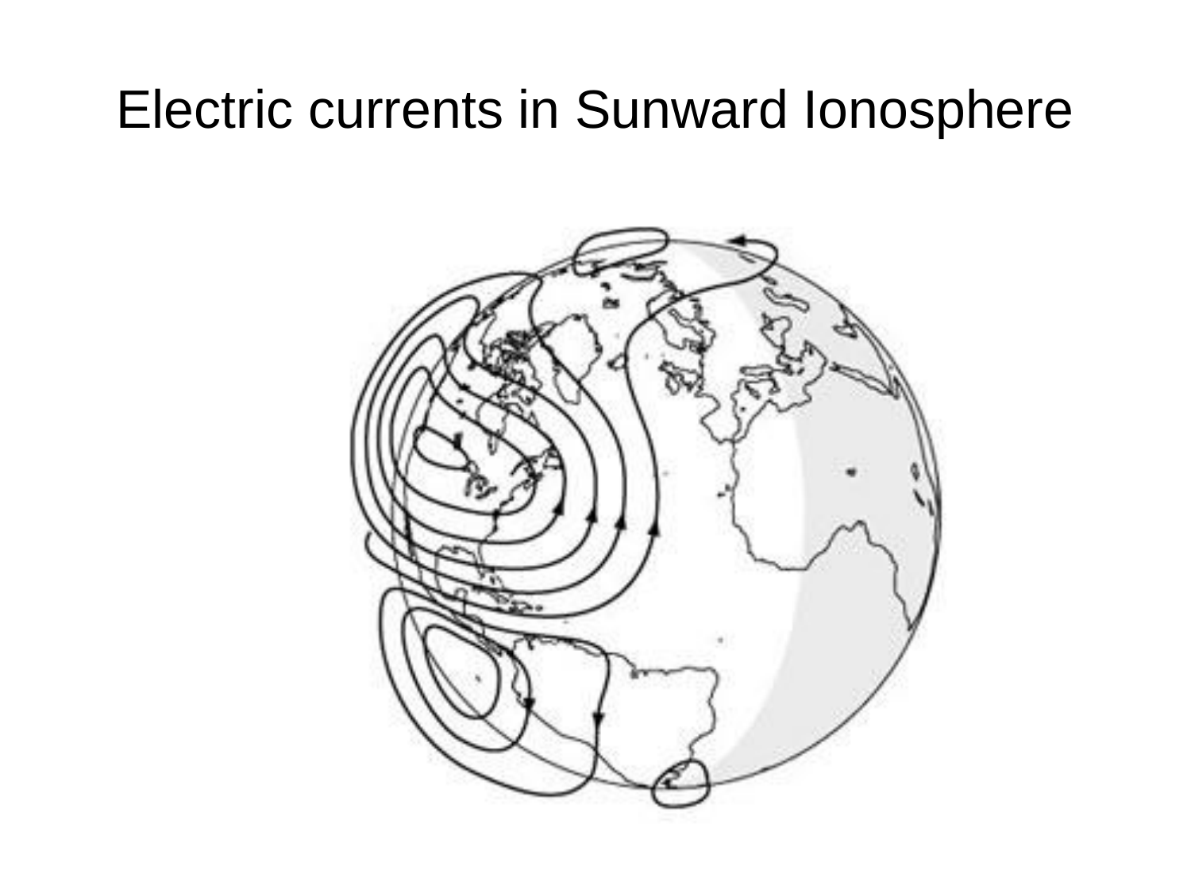# Electric currents in Sunward Ionosphere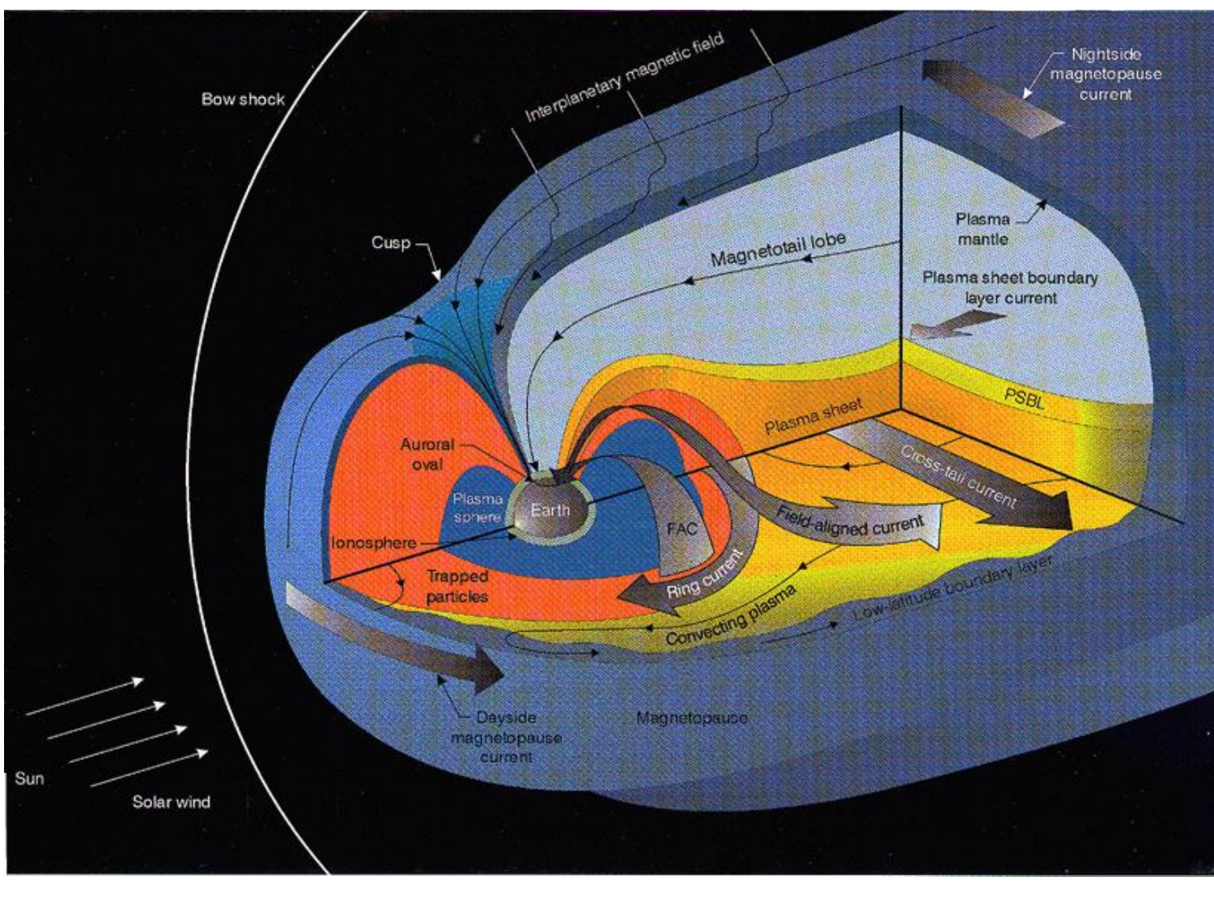Bow shock

Interplanetary magnetic field

Nightside magnetopause current

Cusp

Plasma mantle

Magnetotail lobe

Plasma sheet boundary layer current

PSBL

Plasma sheet

Auroral oval

Plasma sphere

Earth

FAC

Field-aligned current

Cross-tail current

Ionosphere

Trapped particles

Ring current

Convecting plasma

Low-latitude boundary layer

Dayside magnetopause current

Magnetopause

Sun

Solar wind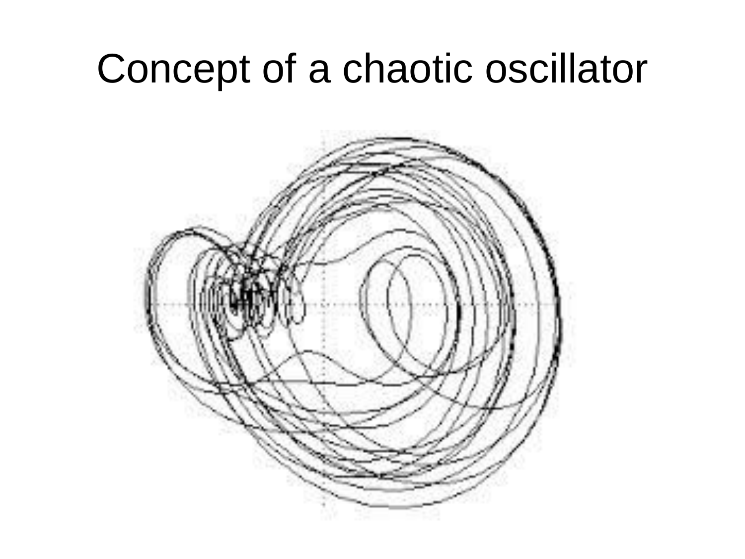# Concept of a chaotic oscillator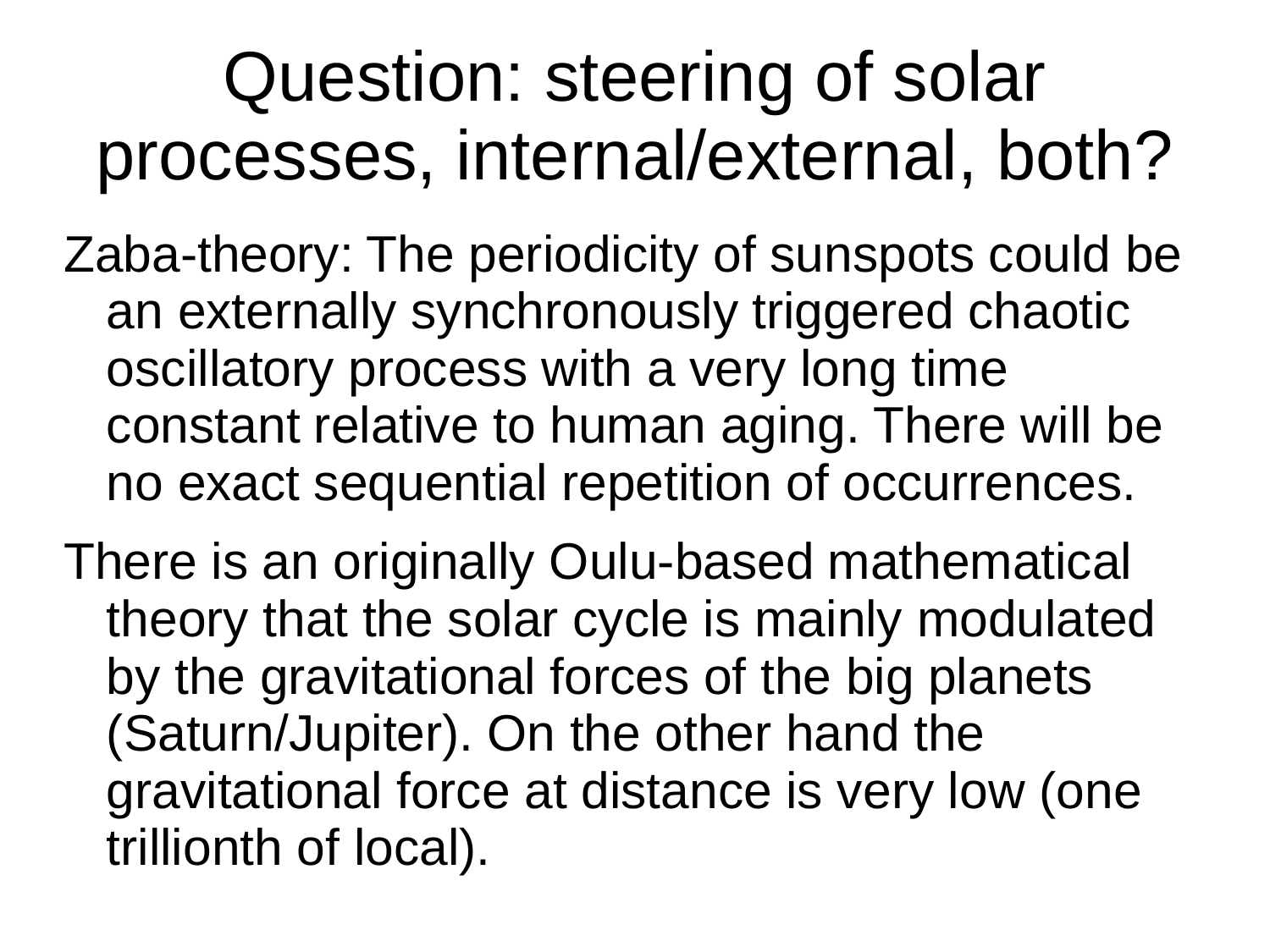# Question: steering of solar processes, internal/external, both?

- Zaba-theory: The periodicity of sunspots could be an externally synchronously triggered chaotic oscillatory process with a very long time constant relative to human aging. There will be no exact sequential repetition of occurrences.
- There is an originally Oulu-based mathematical theory that the solar cycle is mainly modulated by the gravitational forces of the big planets (Saturn/Jupiter). On the other hand the gravitational force at distance is very low (one trillionth of local).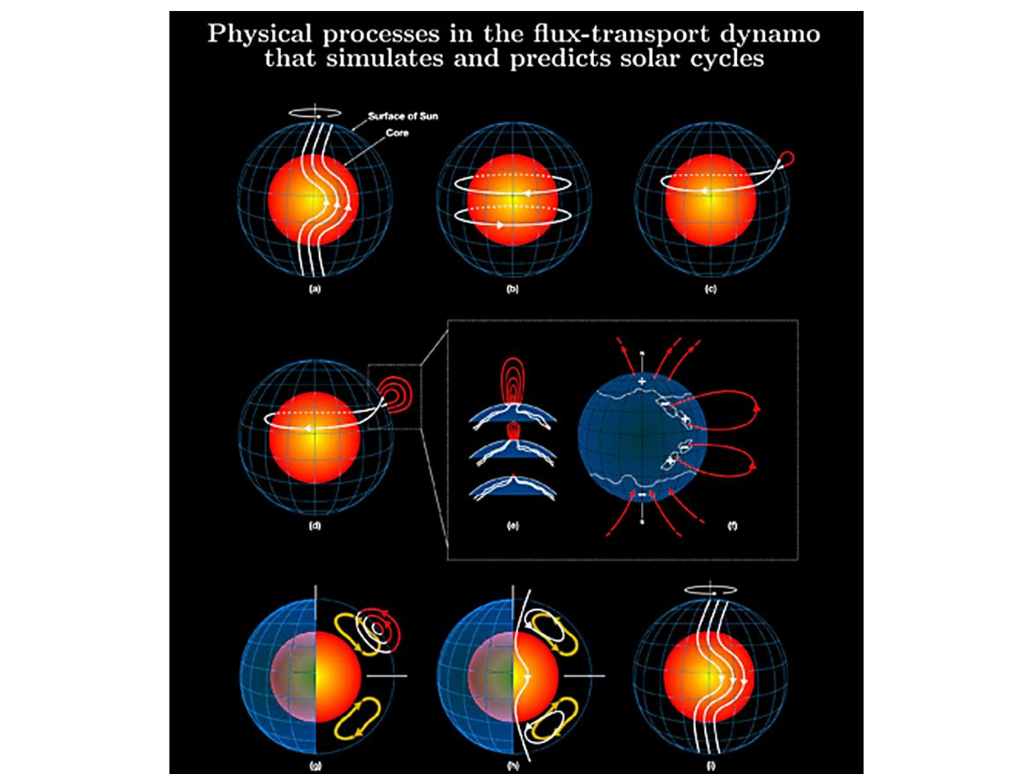# Physical processes in the flux-transport dynamo that simulates and predicts solar cycles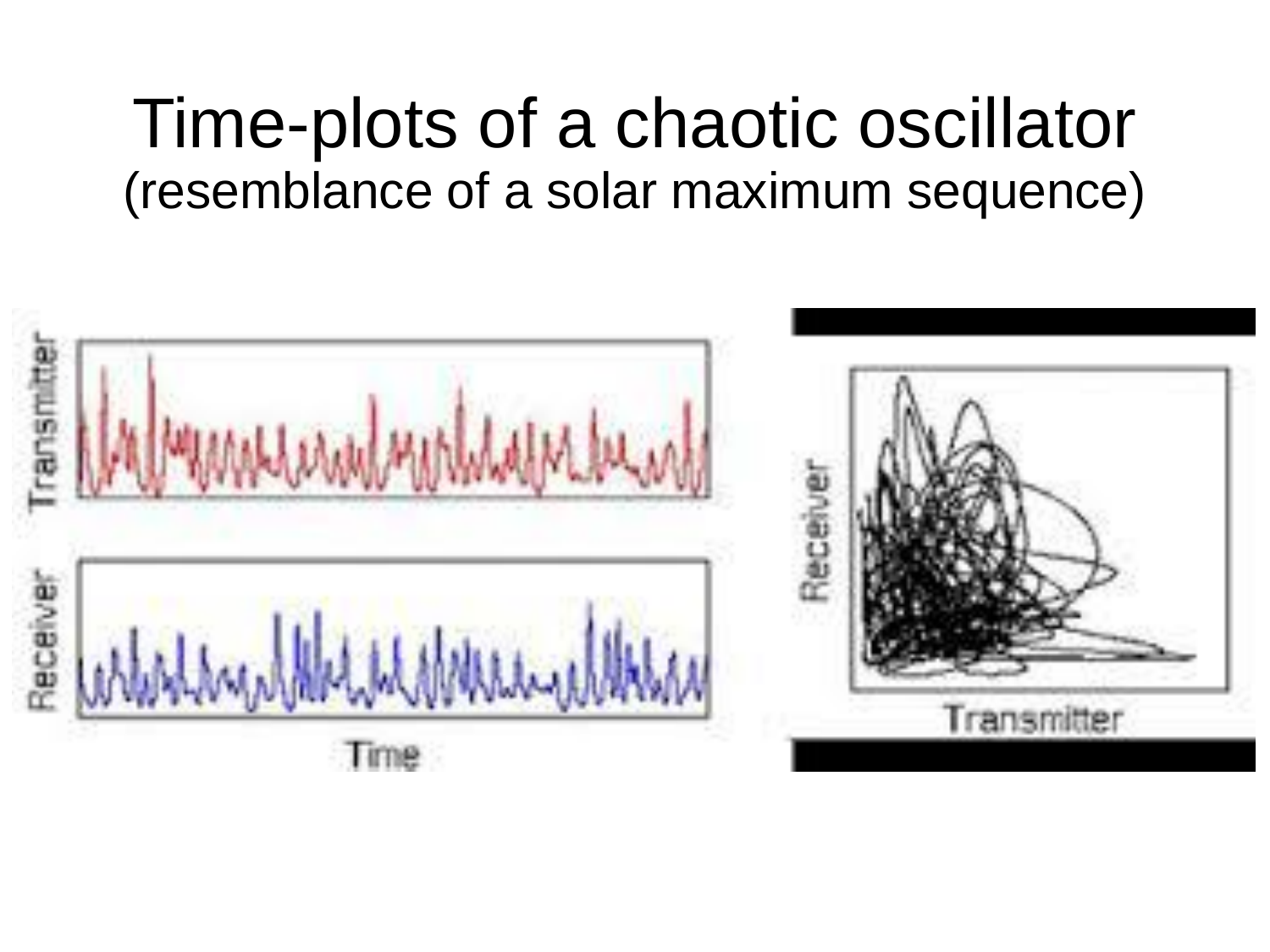# Time-plots of a chaotic oscillator

(resemblance of a solar maximum sequence)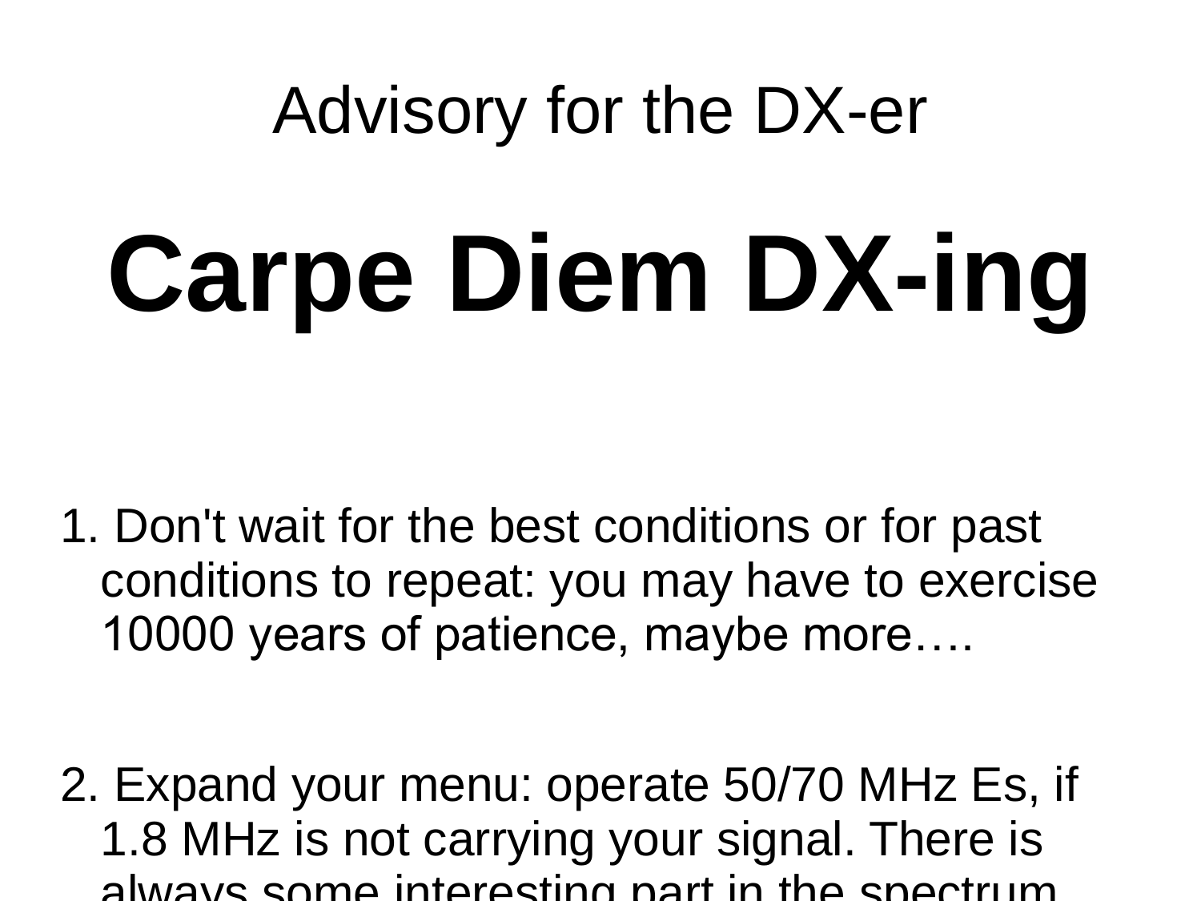Advisory for the DX-er

# Carpe Diem DX-ing

1. Don't wait for the best conditions or for past conditions to repeat: you may have to exercise 10000 years of patience, maybe more….

2. Expand your menu: operate 50/70 MHz Es, if 1.8 MHz is not carrying your signal. There is always some interesting part in the spectrum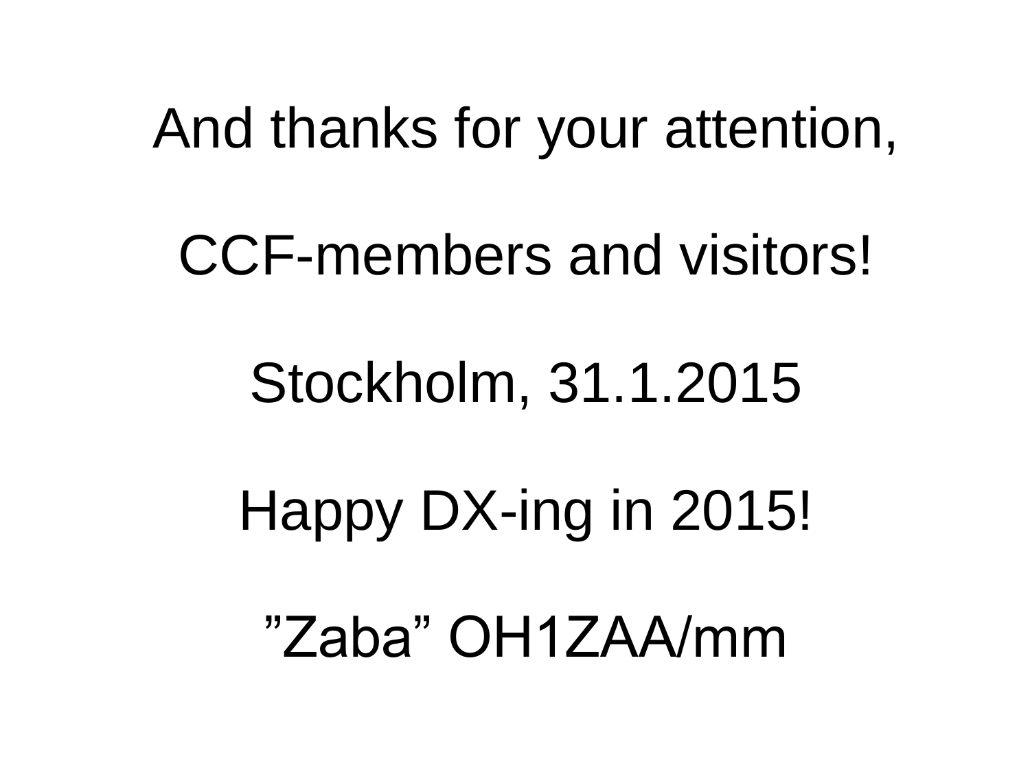And thanks for your attention,

CCF-members and visitors!

Stockholm, 31.1.2015

Happy DX-ing in 2015!

”Zaba” OH1ZAA/mm